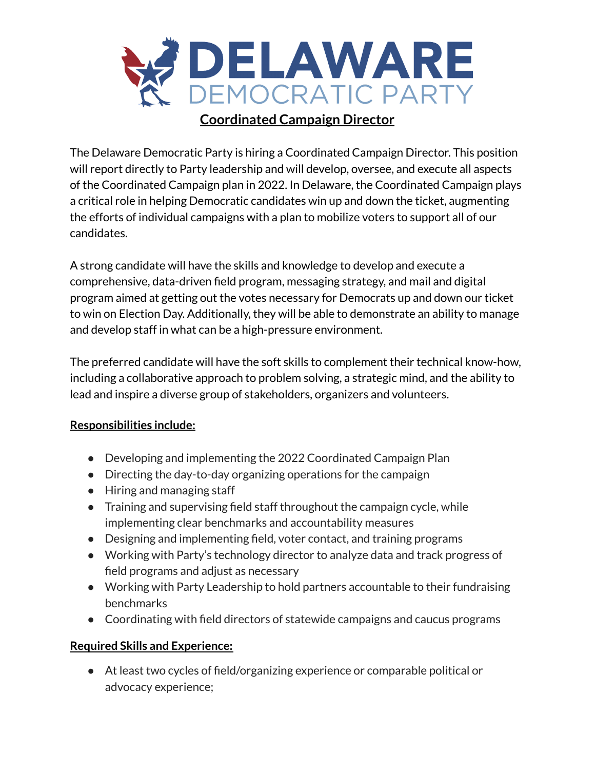# DELAWARE DEMOCRATIC PARTY

## Coordinated Campaign Director

The Delaware Democratic Party is hiring a Coordinated Campaign Director. This position will report directly to Party leadership and will develop, oversee, and execute all aspects of the Coordinated Campaign plan in 2022. In Delaware, the Coordinated Campaign plays a critical role in helping Democratic candidates win up and down the ticket, augmenting the efforts of individual campaigns with a plan to mobilize voters to support all of our candidates.

A strong candidate will have the skills and knowledge to develop and execute a comprehensive, data-driven field program, messaging strategy, and mail and digital program aimed at getting out the votes necessary for Democrats up and down our ticket to win on Election Day. Additionally, they will be able to demonstrate an ability to manage and develop staff in what can be a high-pressure environment.

The preferred candidate will have the soft skills to complement their technical know-how, including a collaborative approach to problem solving, a strategic mind, and the ability to lead and inspire a diverse group of stakeholders, organizers and volunteers.

**Responsibilities include:**

- Developing and implementing the 2022 Coordinated Campaign Plan
- Directing the day-to-day organizing operations for the campaign
- Hiring and managing staff
- Training and supervising field staff throughout the campaign cycle, while implementing clear benchmarks and accountability measures
- Designing and implementing field, voter contact, and training programs
- Working with Party's technology director to analyze data and track progress of field programs and adjust as necessary
- Working with Party Leadership to hold partners accountable to their fundraising benchmarks
- Coordinating with field directors of statewide campaigns and caucus programs

**Required Skills and Experience:**

- At least two cycles of field/organizing experience or comparable political or advocacy experience;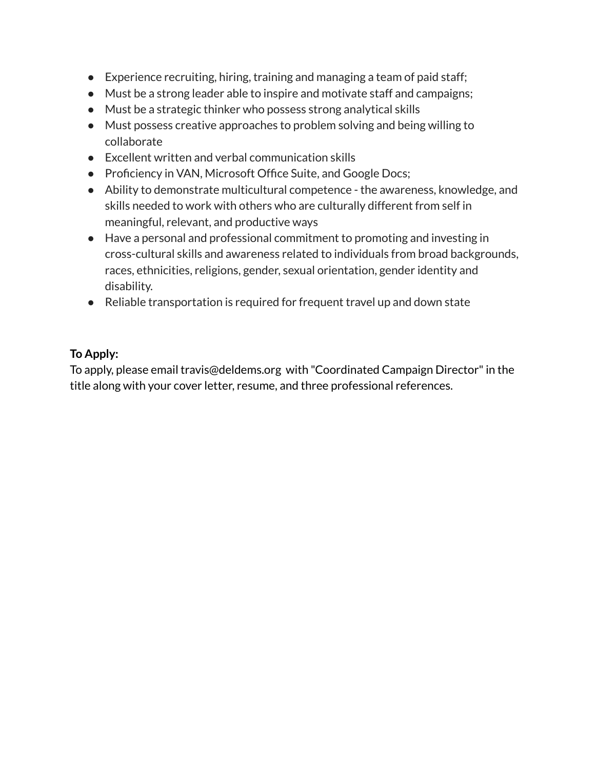- Experience recruiting, hiring, training and managing a team of paid staff;
- Must be a strong leader able to inspire and motivate staff and campaigns;
- Must be a strategic thinker who possess strong analytical skills
- Must possess creative approaches to problem solving and being willing to collaborate
- Excellent written and verbal communication skills
- Proficiency in VAN, Microsoft Office Suite, and Google Docs;
- Ability to demonstrate multicultural competence - the awareness, knowledge, and skills needed to work with others who are culturally different from self in meaningful, relevant, and productive ways
- Have a personal and professional commitment to promoting and investing in cross-cultural skills and awareness related to individuals from broad backgrounds, races, ethnicities, religions, gender, sexual orientation, gender identity and disability.
- Reliable transportation is required for frequent travel up and down state

**To Apply:**

To apply, please email travis@deldems.org with "Coordinated Campaign Director" in the title along with your cover letter, resume, and three professional references.